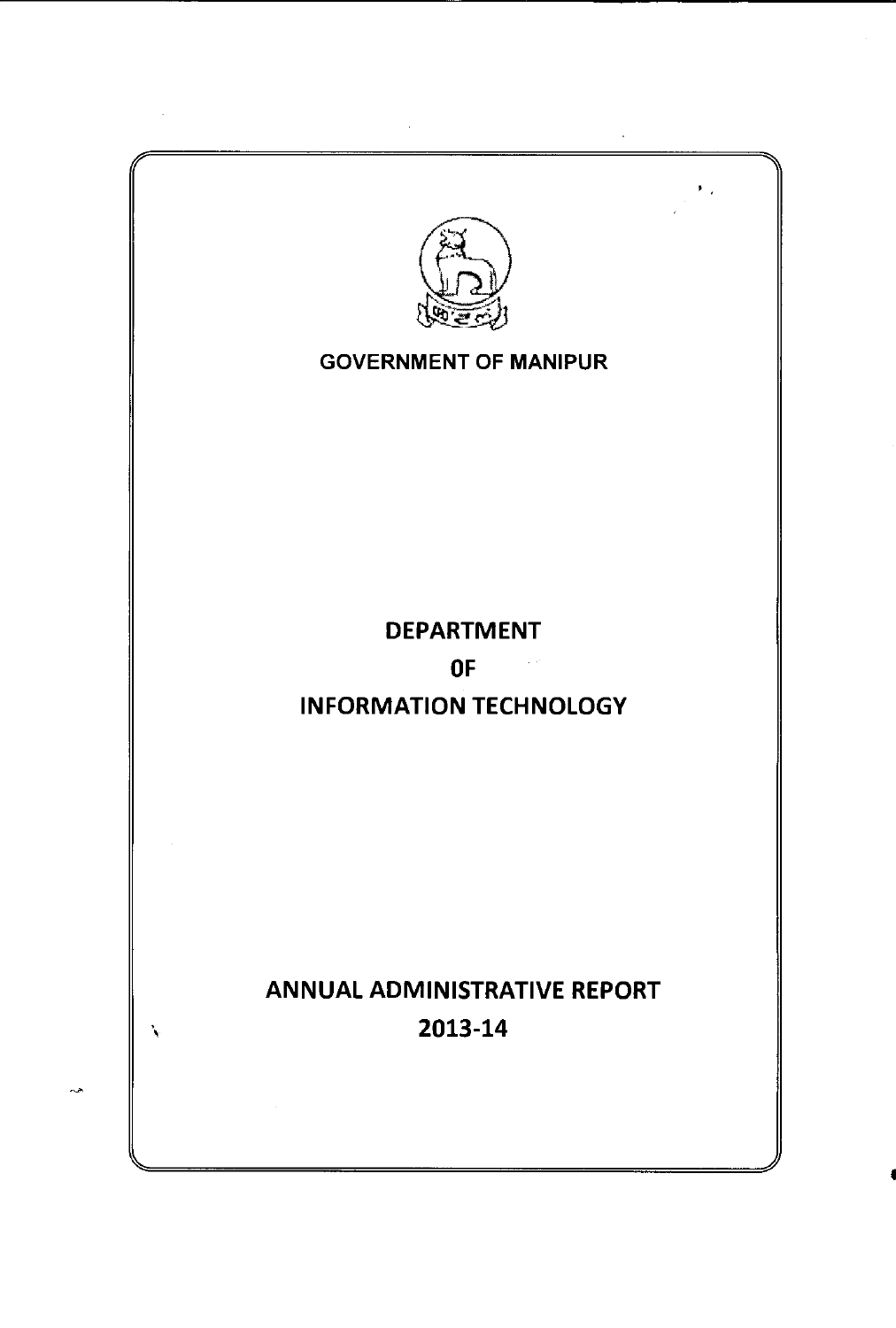GOVERNMENT OF MANIPUR

# DEPARTMENT OF INFORMATION TECHNOLOGY

# ANNUAL ADMINISTRATIVE REPORT 2013-14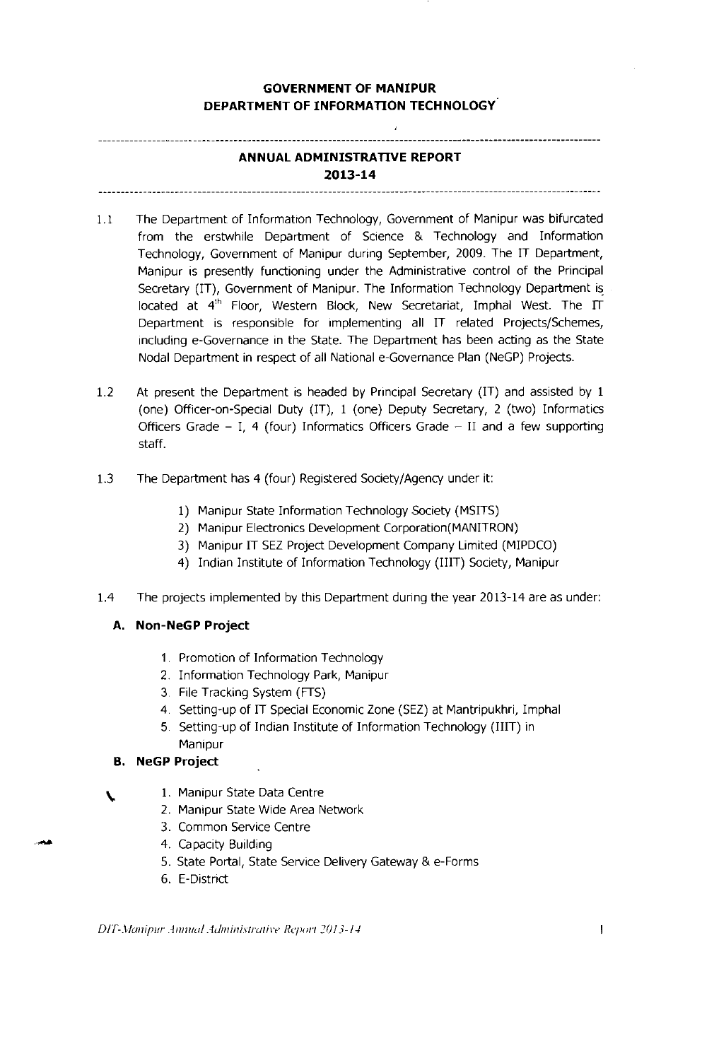**GOVERNMENT OF MANIPUR**
**DEPARTMENT OF INFORMATION TECHNOLOGY**

---

## ANNUAL ADMINISTRATIVE REPORT 2013-14

---

1.1 The Department of Information Technology, Government of Manipur was bifurcated from the erstwhile Department of Science & Technology and Information Technology, Government of Manipur during September, 2009. The IT Department, Manipur is presently functioning under the Administrative control of the Principal Secretary (IT), Government of Manipur. The Information Technology Department is located at 4th Floor, Western Block, New Secretariat, Imphal West. The IT Department is responsible for implementing all IT related Projects/Schemes, including e-Governance in the State. The Department has been acting as the State Nodal Department in respect of all National e-Governance Plan (NeGP) Projects.

1.2 At present the Department is headed by Principal Secretary (IT) and assisted by 1 (one) Officer-on-Special Duty (IT), 1 (one) Deputy Secretary, 2 (two) Informatics Officers Grade – I, 4 (four) Informatics Officers Grade – II and a few supporting staff.

1.3 The Department has 4 (four) Registered Society/Agency under it:

1) Manipur State Information Technology Society (MSITS)
2) Manipur Electronics Development Corporation(MANITRON)
3) Manipur IT SEZ Project Development Company Limited (MIPDCO)
4) Indian Institute of Information Technology (IIIT) Society, Manipur

1.4 The projects implemented by this Department during the year 2013-14 are as under:

**A. Non-NeGP Project**

1. Promotion of Information Technology
2. Information Technology Park, Manipur
3. File Tracking System (FTS)
4. Setting-up of IT Special Economic Zone (SEZ) at Mantripukhri, Imphal
5. Setting-up of Indian Institute of Information Technology (IIIT) in Manipur

**B. NeGP Project**

1. Manipur State Data Centre
2. Manipur State Wide Area Network
3. Common Service Centre
4. Capacity Building
5. State Portal, State Service Delivery Gateway & e-Forms
6. E-District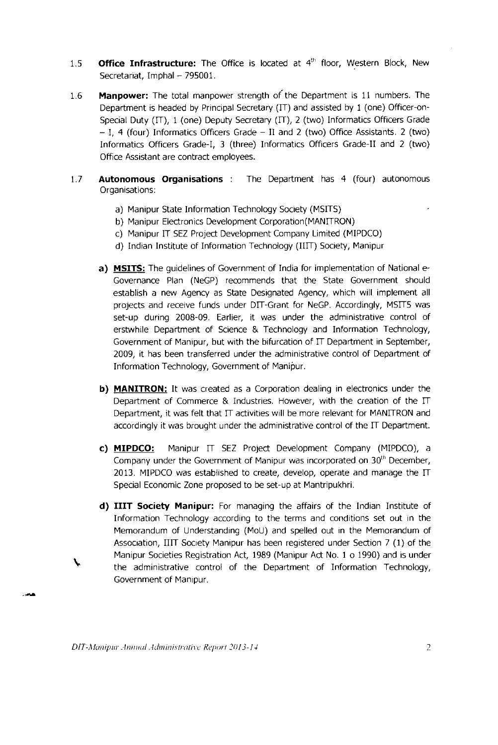1.5 **Office Infrastructure:** The Office is located at 4th floor, Western Block, New Secretariat, Imphal – 795001.

1.6 **Manpower:** The total manpower strength of the Department is 11 numbers. The Department is headed by Principal Secretary (IT) and assisted by 1 (one) Officer-on-Special Duty (IT), 1 (one) Deputy Secretary (IT), 2 (two) Informatics Officers Grade – I, 4 (four) Informatics Officers Grade – II and 2 (two) Office Assistants. 2 (two) Informatics Officers Grade-I, 3 (three) Informatics Officers Grade-II and 2 (two) Office Assistant are contract employees.

1.7 **Autonomous Organisations** : The Department has 4 (four) autonomous Organisations:

a) Manipur State Information Technology Society (MSITS)
b) Manipur Electronics Development Corporation(MANITRON)
c) Manipur IT SEZ Project Development Company Limited (MIPDCO)
d) Indian Institute of Information Technology (IIIT) Society, Manipur

**a) MSITS:** The guidelines of Government of India for implementation of National e-Governance Plan (NeGP) recommends that the State Government should establish a new Agency as State Designated Agency, which will implement all projects and receive funds under DIT-Grant for NeGP. Accordingly, MSITS was set-up during 2008-09. Earlier, it was under the administrative control of erstwhile Department of Science & Technology and Information Technology, Government of Manipur, but with the bifurcation of IT Department in September, 2009, it has been transferred under the administrative control of Department of Information Technology, Government of Manipur.

**b) MANITRON:** It was created as a Corporation dealing in electronics under the Department of Commerce & Industries. However, with the creation of the IT Department, it was felt that IT activities will be more relevant for MANITRON and accordingly it was brought under the administrative control of the IT Department.

**c) MIPDCO:** Manipur IT SEZ Project Development Company (MIPDCO), a Company under the Government of Manipur was incorporated on 30th December, 2013. MIPDCO was established to create, develop, operate and manage the IT Special Economic Zone proposed to be set-up at Mantripukhri.

**d) IIIT Society Manipur:** For managing the affairs of the Indian Institute of Information Technology according to the terms and conditions set out in the Memorandum of Understanding (MoU) and spelled out in the Memorandum of Association, IIIT Society Manipur has been registered under Section 7 (1) of the Manipur Societies Registration Act, 1989 (Manipur Act No. 1 o 1990) and is under the administrative control of the Department of Information Technology, Government of Manipur.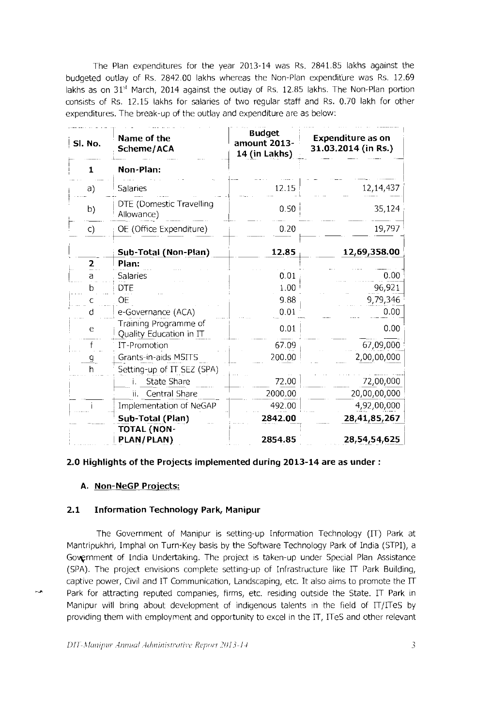The Plan expenditures for the year 2013-14 was Rs. 2841.85 lakhs against the budgeted outlay of Rs. 2842.00 lakhs whereas the Non-Plan expenditure was Rs. 12.69 lakhs as on 31st March, 2014 against the outlay of Rs. 12.85 lakhs. The Non-Plan portion consists of Rs. 12.15 lakhs for salaries of two regular staff and Rs. 0.70 lakh for other expenditures. The break-up of the outlay and expenditure are as below:

| Sl. No. | Name of the Scheme/ACA | Budget amount 2013-14 (in Lakhs) | Expenditure as on 31.03.2014 (in Rs.) |
|---|---|---|---|
| 1 | **Non-Plan:** | | |
| a) | Salaries | 12.15 | 12,14,437 |
| b) | DTE (Domestic Travelling Allowance) | 0.50 | 35,124 |
| c) | OE (Office Expenditure) | 0.20 | 19,797 |
| | **Sub-Total (Non-Plan)** | **12.85** | **12,69,358.00** |
| 2 | **Plan:** | | |
| a | Salaries | 0.01 | 0.00 |
| b | DTE | 1.00 | 96,921 |
| c | OE | 9.88 | 9,79,346 |
| d | e-Governance (ACA) | 0.01 | 0.00 |
| e | Training Programme of Quality Education in IT | 0.01 | 0.00 |
| f | IT-Promotion | 67.09 | 67,09,000 |
| g | Grants-in-aids MSITS | 200.00 | 2,00,00,000 |
| h | Setting-up of IT SEZ (SPA) | | |
| | i. State Share | 72.00 | 72,00,000 |
| | ii. Central Share | 2000.00 | 20,00,00,000 |
| i | Implementation of NeGAP | 492.00 | 4,92,00,000 |
| | **Sub-Total (Plan)** | **2842.00** | **28,41,85,267** |
| | **TOTAL (NON-PLAN/PLAN)** | **2854.85** | **28,54,54,625** |

### 2.0 Highlights of the Projects implemented during 2013-14 are as under :

#### A. Non-NeGP Projects:

### 2.1 Information Technology Park, Manipur

The Government of Manipur is setting-up Information Technology (IT) Park at Mantripukhri, Imphal on Turn-Key basis by the Software Technology Park of India (STPI), a Government of India Undertaking. The project is taken-up under Special Plan Assistance (SPA). The project envisions complete setting-up of Infrastructure like IT Park Building, captive power, Civil and IT Communication, Landscaping, etc. It also aims to promote the IT Park for attracting reputed companies, firms, etc. residing outside the State. IT Park in Manipur will bring about development of indigenous talents in the field of IT/ITeS by providing them with employment and opportunity to excel in the IT, ITeS and other relevant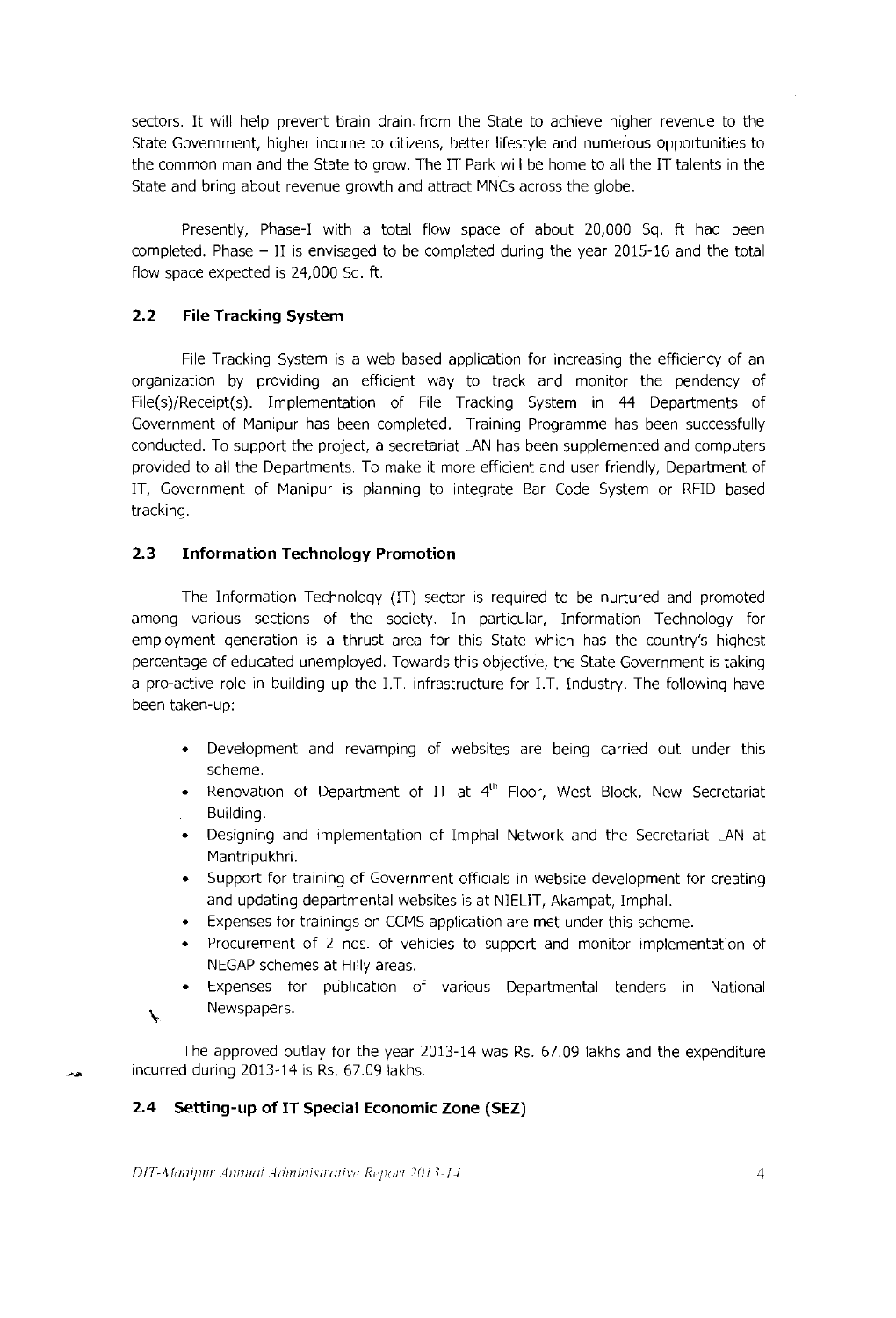sectors. It will help prevent brain drain from the State to achieve higher revenue to the State Government, higher income to citizens, better lifestyle and numerous opportunities to the common man and the State to grow. The IT Park will be home to all the IT talents in the State and bring about revenue growth and attract MNCs across the globe.

Presently, Phase-I with a total flow space of about 20,000 Sq. ft had been completed. Phase – II is envisaged to be completed during the year 2015-16 and the total flow space expected is 24,000 Sq. ft.

### 2.2 File Tracking System

File Tracking System is a web based application for increasing the efficiency of an organization by providing an efficient way to track and monitor the pendency of File(s)/Receipt(s). Implementation of File Tracking System in 44 Departments of Government of Manipur has been completed. Training Programme has been successfully conducted. To support the project, a secretariat LAN has been supplemented and computers provided to all the Departments. To make it more efficient and user friendly, Department of IT, Government of Manipur is planning to integrate Bar Code System or RFID based tracking.

### 2.3 Information Technology Promotion

The Information Technology (IT) sector is required to be nurtured and promoted among various sections of the society. In particular, Information Technology for employment generation is a thrust area for this State which has the country's highest percentage of educated unemployed. Towards this objective, the State Government is taking a pro-active role in building up the I.T. infrastructure for I.T. Industry. The following have been taken-up:

- Development and revamping of websites are being carried out under this scheme.
- Renovation of Department of IT at 4th Floor, West Block, New Secretariat Building.
- Designing and implementation of Imphal Network and the Secretariat LAN at Mantripukhri.
- Support for training of Government officials in website development for creating and updating departmental websites is at NIELIT, Akampat, Imphal.
- Expenses for trainings on CCMS application are met under this scheme.
- Procurement of 2 nos. of vehicles to support and monitor implementation of NEGAP schemes at Hilly areas.
- Expenses for publication of various Departmental tenders in National Newspapers.

The approved outlay for the year 2013-14 was Rs. 67.09 lakhs and the expenditure incurred during 2013-14 is Rs. 67.09 lakhs.

### 2.4 Setting-up of IT Special Economic Zone (SEZ)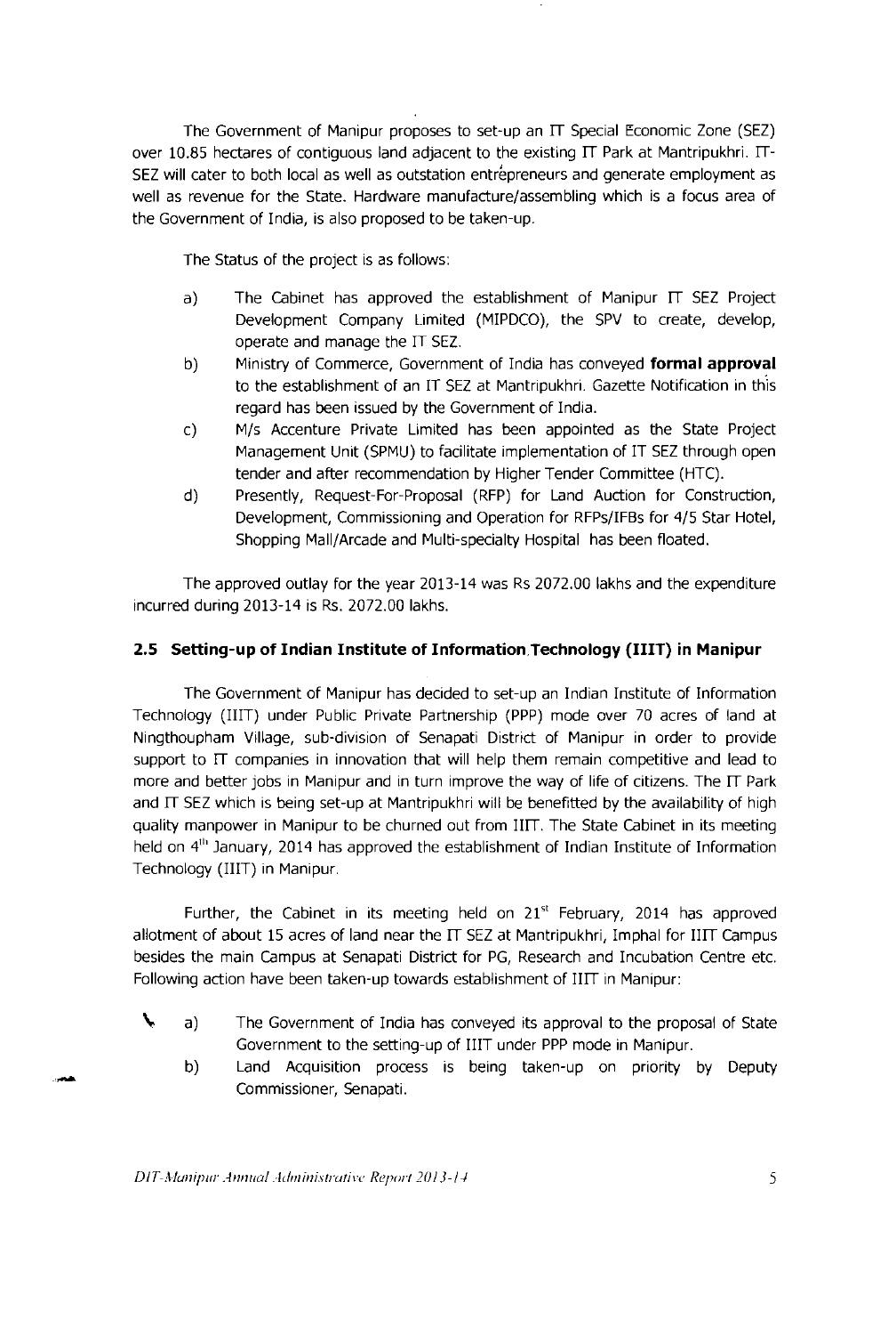The Government of Manipur proposes to set-up an IT Special Economic Zone (SEZ) over 10.85 hectares of contiguous land adjacent to the existing IT Park at Mantripukhri. IT-SEZ will cater to both local as well as outstation entrepreneurs and generate employment as well as revenue for the State. Hardware manufacture/assembling which is a focus area of the Government of India, is also proposed to be taken-up.

The Status of the project is as follows:

a) The Cabinet has approved the establishment of Manipur IT SEZ Project Development Company Limited (MIPDCO), the SPV to create, develop, operate and manage the IT SEZ.

b) Ministry of Commerce, Government of India has conveyed **formal approval** to the establishment of an IT SEZ at Mantripukhri. Gazette Notification in this regard has been issued by the Government of India.

c) M/s Accenture Private Limited has been appointed as the State Project Management Unit (SPMU) to facilitate implementation of IT SEZ through open tender and after recommendation by Higher Tender Committee (HTC).

d) Presently, Request-For-Proposal (RFP) for Land Auction for Construction, Development, Commissioning and Operation for RFPs/IFBs for 4/5 Star Hotel, Shopping Mall/Arcade and Multi-specialty Hospital has been floated.

The approved outlay for the year 2013-14 was Rs 2072.00 lakhs and the expenditure incurred during 2013-14 is Rs. 2072.00 lakhs.

### 2.5 Setting-up of Indian Institute of Information Technology (IIIT) in Manipur

The Government of Manipur has decided to set-up an Indian Institute of Information Technology (IIIT) under Public Private Partnership (PPP) mode over 70 acres of land at Ningthoupham Village, sub-division of Senapati District of Manipur in order to provide support to IT companies in innovation that will help them remain competitive and lead to more and better jobs in Manipur and in turn improve the way of life of citizens. The IT Park and IT SEZ which is being set-up at Mantripukhri will be benefitted by the availability of high quality manpower in Manipur to be churned out from IIIT. The State Cabinet in its meeting held on 4th January, 2014 has approved the establishment of Indian Institute of Information Technology (IIIT) in Manipur.

Further, the Cabinet in its meeting held on 21st February, 2014 has approved allotment of about 15 acres of land near the IT SEZ at Mantripukhri, Imphal for IIIT Campus besides the main Campus at Senapati District for PG, Research and Incubation Centre etc. Following action have been taken-up towards establishment of IIIT in Manipur:

a) The Government of India has conveyed its approval to the proposal of State Government to the setting-up of IIIT under PPP mode in Manipur.

b) Land Acquisition process is being taken-up on priority by Deputy Commissioner, Senapati.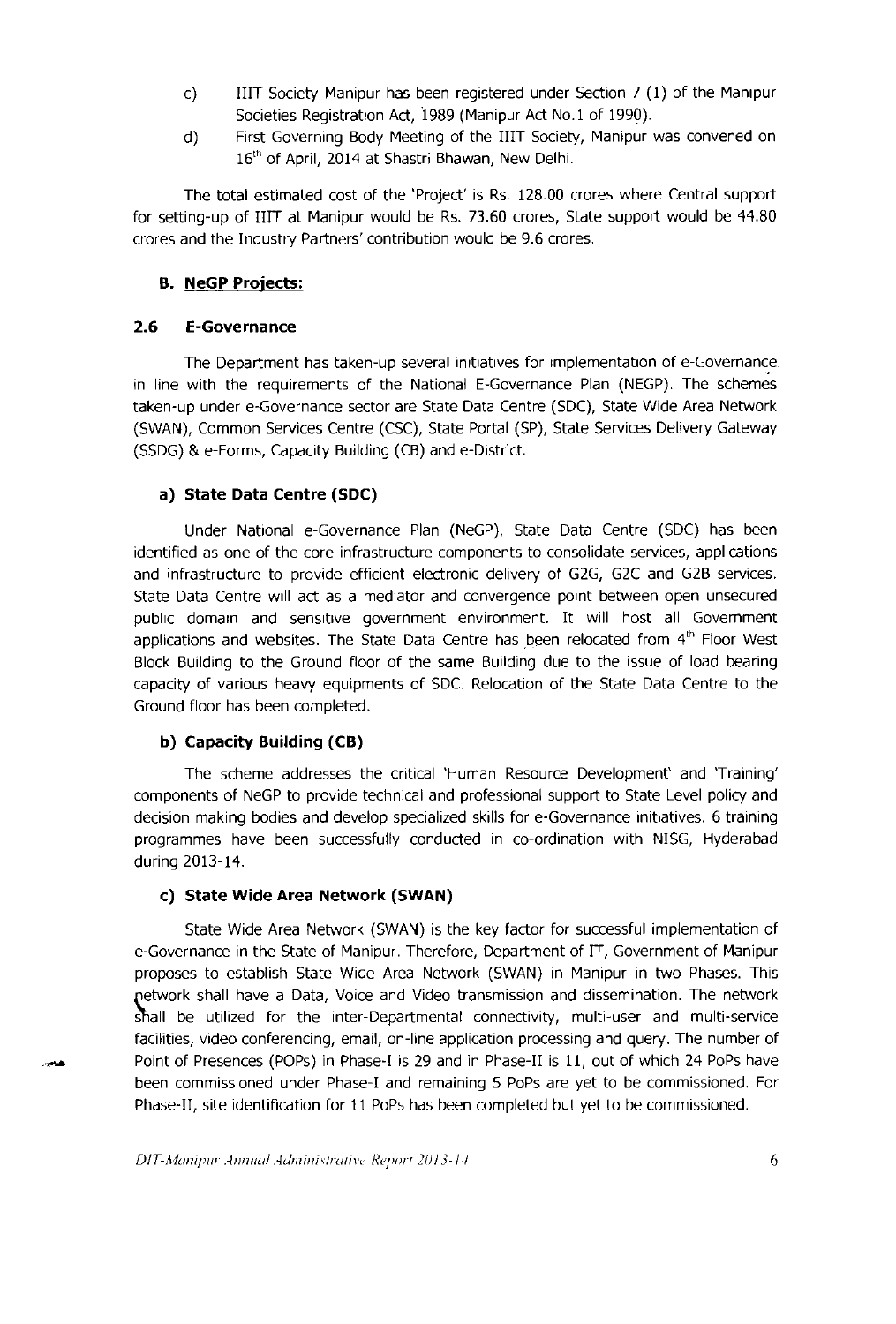c) IIIT Society Manipur has been registered under Section 7 (1) of the Manipur Societies Registration Act, 1989 (Manipur Act No.1 of 1990).

d) First Governing Body Meeting of the IIIT Society, Manipur was convened on 16th of April, 2014 at Shastri Bhawan, New Delhi.

The total estimated cost of the 'Project' is Rs. 128.00 crores where Central support for setting-up of IIIT at Manipur would be Rs. 73.60 crores, State support would be 44.80 crores and the Industry Partners' contribution would be 9.6 crores.

### B. NeGP Projects:

### 2.6 E-Governance

The Department has taken-up several initiatives for implementation of e-Governance in line with the requirements of the National E-Governance Plan (NEGP). The schemes taken-up under e-Governance sector are State Data Centre (SDC), State Wide Area Network (SWAN), Common Services Centre (CSC), State Portal (SP), State Services Delivery Gateway (SSDG) & e-Forms, Capacity Building (CB) and e-District.

#### a) State Data Centre (SDC)

Under National e-Governance Plan (NeGP), State Data Centre (SDC) has been identified as one of the core infrastructure components to consolidate services, applications and infrastructure to provide efficient electronic delivery of G2G, G2C and G2B services. State Data Centre will act as a mediator and convergence point between open unsecured public domain and sensitive government environment. It will host all Government applications and websites. The State Data Centre has been relocated from 4th Floor West Block Building to the Ground floor of the same Building due to the issue of load bearing capacity of various heavy equipments of SDC. Relocation of the State Data Centre to the Ground floor has been completed.

#### b) Capacity Building (CB)

The scheme addresses the critical 'Human Resource Development' and 'Training' components of NeGP to provide technical and professional support to State Level policy and decision making bodies and develop specialized skills for e-Governance initiatives. 6 training programmes have been successfully conducted in co-ordination with NISG, Hyderabad during 2013-14.

#### c) State Wide Area Network (SWAN)

State Wide Area Network (SWAN) is the key factor for successful implementation of e-Governance in the State of Manipur. Therefore, Department of IT, Government of Manipur proposes to establish State Wide Area Network (SWAN) in Manipur in two Phases. This network shall have a Data, Voice and Video transmission and dissemination. The network shall be utilized for the inter-Departmental connectivity, multi-user and multi-service facilities, video conferencing, email, on-line application processing and query. The number of Point of Presences (POPs) in Phase-I is 29 and in Phase-II is 11, out of which 24 PoPs have been commissioned under Phase-I and remaining 5 PoPs are yet to be commissioned. For Phase-II, site identification for 11 PoPs has been completed but yet to be commissioned.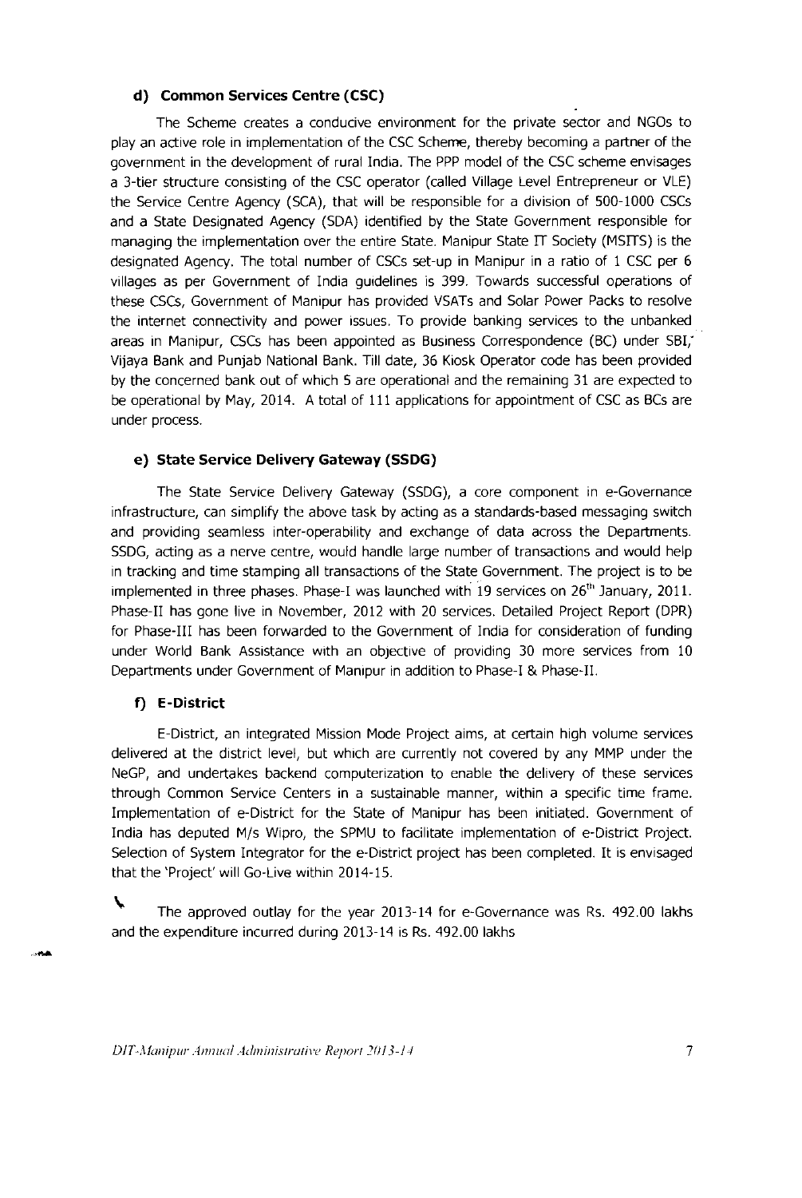#### d) Common Services Centre (CSC)

The Scheme creates a conducive environment for the private sector and NGOs to play an active role in implementation of the CSC Scheme, thereby becoming a partner of the government in the development of rural India. The PPP model of the CSC scheme envisages a 3-tier structure consisting of the CSC operator (called Village Level Entrepreneur or VLE) the Service Centre Agency (SCA), that will be responsible for a division of 500-1000 CSCs and a State Designated Agency (SDA) identified by the State Government responsible for managing the implementation over the entire State. Manipur State IT Society (MSITS) is the designated Agency. The total number of CSCs set-up in Manipur in a ratio of 1 CSC per 6 villages as per Government of India guidelines is 399. Towards successful operations of these CSCs, Government of Manipur has provided VSATs and Solar Power Packs to resolve the internet connectivity and power issues. To provide banking services to the unbanked areas in Manipur, CSCs has been appointed as Business Correspondence (BC) under SBI, Vijaya Bank and Punjab National Bank. Till date, 36 Kiosk Operator code has been provided by the concerned bank out of which 5 are operational and the remaining 31 are expected to be operational by May, 2014. A total of 111 applications for appointment of CSC as BCs are under process.

#### e) State Service Delivery Gateway (SSDG)

The State Service Delivery Gateway (SSDG), a core component in e-Governance infrastructure, can simplify the above task by acting as a standards-based messaging switch and providing seamless inter-operability and exchange of data across the Departments. SSDG, acting as a nerve centre, would handle large number of transactions and would help in tracking and time stamping all transactions of the State Government. The project is to be implemented in three phases. Phase-I was launched with 19 services on 26th January, 2011. Phase-II has gone live in November, 2012 with 20 services. Detailed Project Report (DPR) for Phase-III has been forwarded to the Government of India for consideration of funding under World Bank Assistance with an objective of providing 30 more services from 10 Departments under Government of Manipur in addition to Phase-I & Phase-II.

#### f) E-District

E-District, an integrated Mission Mode Project aims, at certain high volume services delivered at the district level, but which are currently not covered by any MMP under the NeGP, and undertakes backend computerization to enable the delivery of these services through Common Service Centers in a sustainable manner, within a specific time frame. Implementation of e-District for the State of Manipur has been initiated. Government of India has deputed M/s Wipro, the SPMU to facilitate implementation of e-District Project. Selection of System Integrator for the e-District project has been completed. It is envisaged that the 'Project' will Go-Live within 2014-15.

The approved outlay for the year 2013-14 for e-Governance was Rs. 492.00 lakhs and the expenditure incurred during 2013-14 is Rs. 492.00 lakhs